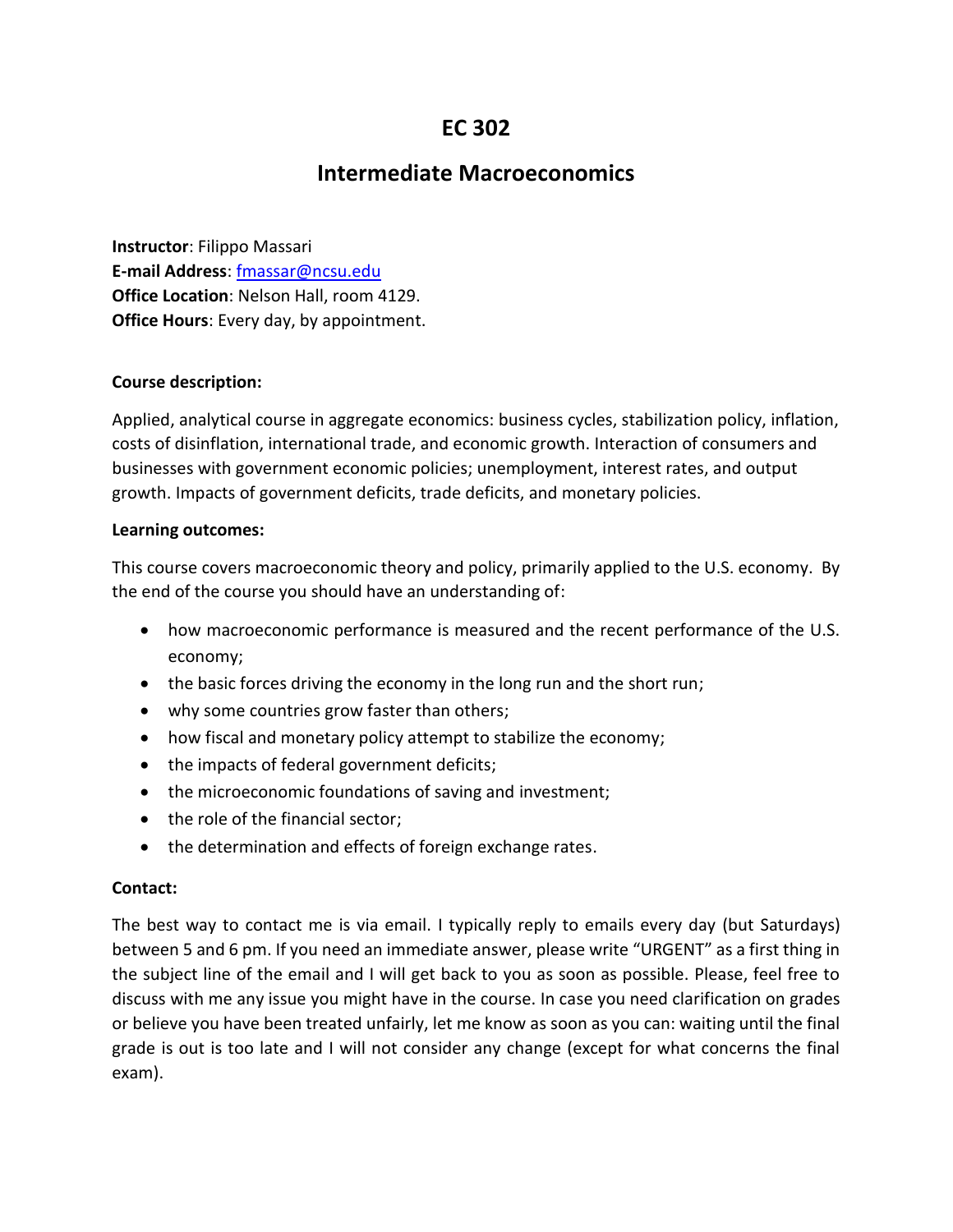# EC 302

## Intermediate Macroeconomics

**Instructor**: Filippo Massari
**E-mail Address**: [fmassar@ncsu.edu](mailto:fmassar@ncsu.edu)
**Office Location**: Nelson Hall, room 4129.
**Office Hours**: Every day, by appointment.

**Course description:**

Applied, analytical course in aggregate economics: business cycles, stabilization policy, inflation, costs of disinflation, international trade, and economic growth. Interaction of consumers and businesses with government economic policies; unemployment, interest rates, and output growth. Impacts of government deficits, trade deficits, and monetary policies.

**Learning outcomes:**

This course covers macroeconomic theory and policy, primarily applied to the U.S. economy. By the end of the course you should have an understanding of:

- how macroeconomic performance is measured and the recent performance of the U.S. economy;
- the basic forces driving the economy in the long run and the short run;
- why some countries grow faster than others;
- how fiscal and monetary policy attempt to stabilize the economy;
- the impacts of federal government deficits;
- the microeconomic foundations of saving and investment;
- the role of the financial sector;
- the determination and effects of foreign exchange rates.

**Contact:**

The best way to contact me is via email. I typically reply to emails every day (but Saturdays) between 5 and 6 pm. If you need an immediate answer, please write "URGENT" as a first thing in the subject line of the email and I will get back to you as soon as possible. Please, feel free to discuss with me any issue you might have in the course. In case you need clarification on grades or believe you have been treated unfairly, let me know as soon as you can: waiting until the final grade is out is too late and I will not consider any change (except for what concerns the final exam).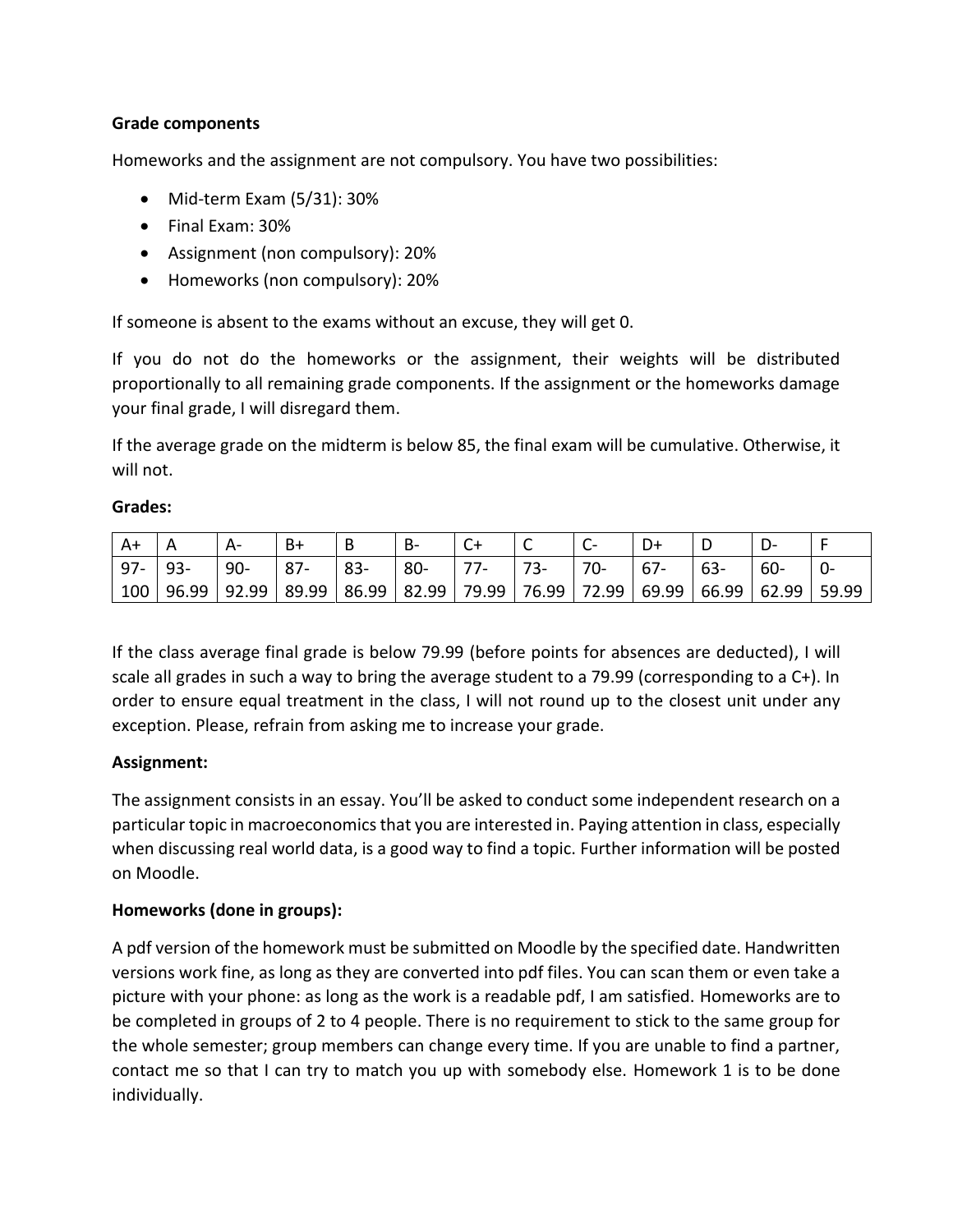**Grade components**

Homeworks and the assignment are not compulsory. You have two possibilities:

- Mid-term Exam (5/31): 30%
- Final Exam: 30%
- Assignment (non compulsory): 20%
- Homeworks (non compulsory): 20%

If someone is absent to the exams without an excuse, they will get 0.

If you do not do the homeworks or the assignment, their weights will be distributed proportionally to all remaining grade components. If the assignment or the homeworks damage your final grade, I will disregard them.

If the average grade on the midterm is below 85, the final exam will be cumulative. Otherwise, it will not.

**Grades:**

| A+ | A | A- | B+ | B | B- | C+ | C | C- | D+ | D | D- | F |
|---|---|---|---|---|---|---|---|---|---|---|---|---|
| 97-100 | 93-96.99 | 90-92.99 | 87-89.99 | 83-86.99 | 80-82.99 | 77-79.99 | 73-76.99 | 70-72.99 | 67-69.99 | 63-66.99 | 60-62.99 | 0-59.99 |

If the class average final grade is below 79.99 (before points for absences are deducted), I will scale all grades in such a way to bring the average student to a 79.99 (corresponding to a C+). In order to ensure equal treatment in the class, I will not round up to the closest unit under any exception. Please, refrain from asking me to increase your grade.

**Assignment:**

The assignment consists in an essay. You'll be asked to conduct some independent research on a particular topic in macroeconomics that you are interested in. Paying attention in class, especially when discussing real world data, is a good way to find a topic. Further information will be posted on Moodle.

**Homeworks (done in groups):**

A pdf version of the homework must be submitted on Moodle by the specified date. Handwritten versions work fine, as long as they are converted into pdf files. You can scan them or even take a picture with your phone: as long as the work is a readable pdf, I am satisfied. Homeworks are to be completed in groups of 2 to 4 people. There is no requirement to stick to the same group for the whole semester; group members can change every time. If you are unable to find a partner, contact me so that I can try to match you up with somebody else. Homework 1 is to be done individually.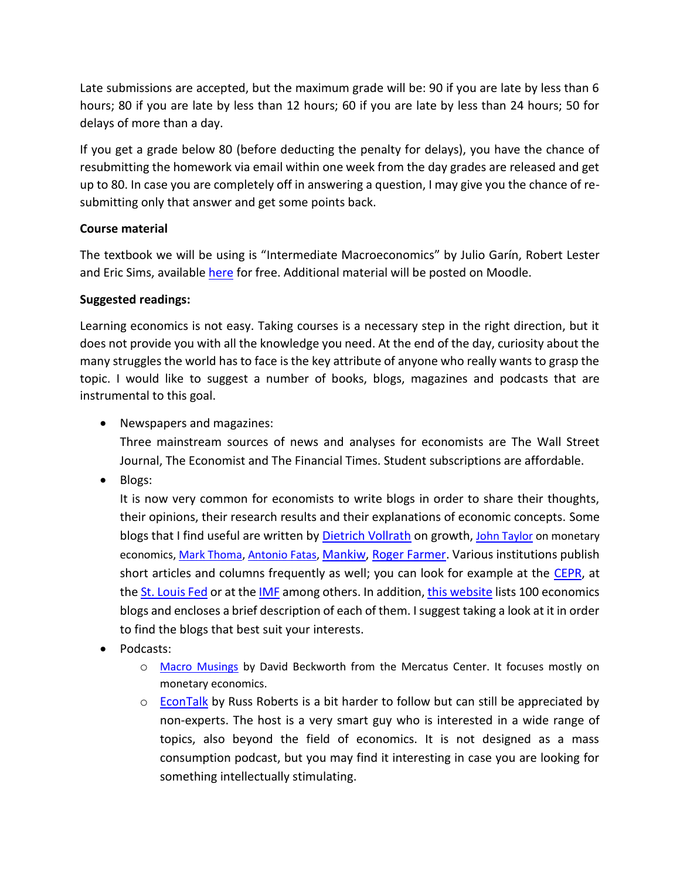Late submissions are accepted, but the maximum grade will be: 90 if you are late by less than 6 hours; 80 if you are late by less than 12 hours; 60 if you are late by less than 24 hours; 50 for delays of more than a day.

If you get a grade below 80 (before deducting the penalty for delays), you have the chance of resubmitting the homework via email within one week from the day grades are released and get up to 80. In case you are completely off in answering a question, I may give you the chance of re-submitting only that answer and get some points back.

**Course material**

The textbook we will be using is "Intermediate Macroeconomics" by Julio Garín, Robert Lester and Eric Sims, available here for free. Additional material will be posted on Moodle.

**Suggested readings:**

Learning economics is not easy. Taking courses is a necessary step in the right direction, but it does not provide you with all the knowledge you need. At the end of the day, curiosity about the many struggles the world has to face is the key attribute of anyone who really wants to grasp the topic. I would like to suggest a number of books, blogs, magazines and podcasts that are instrumental to this goal.

- Newspapers and magazines:
  Three mainstream sources of news and analyses for economists are The Wall Street Journal, The Economist and The Financial Times. Student subscriptions are affordable.
- Blogs:
  It is now very common for economists to write blogs in order to share their thoughts, their opinions, their research results and their explanations of economic concepts. Some blogs that I find useful are written by Dietrich Vollrath on growth, John Taylor on monetary economics, Mark Thoma, Antonio Fatas, Mankiw, Roger Farmer. Various institutions publish short articles and columns frequently as well; you can look for example at the CEPR, at the St. Louis Fed or at the IMF among others. In addition, this website lists 100 economics blogs and encloses a brief description of each of them. I suggest taking a look at it in order to find the blogs that best suit your interests.
- Podcasts:
  - Macro Musings by David Beckworth from the Mercatus Center. It focuses mostly on monetary economics.
  - EconTalk by Russ Roberts is a bit harder to follow but can still be appreciated by non-experts. The host is a very smart guy who is interested in a wide range of topics, also beyond the field of economics. It is not designed as a mass consumption podcast, but you may find it interesting in case you are looking for something intellectually stimulating.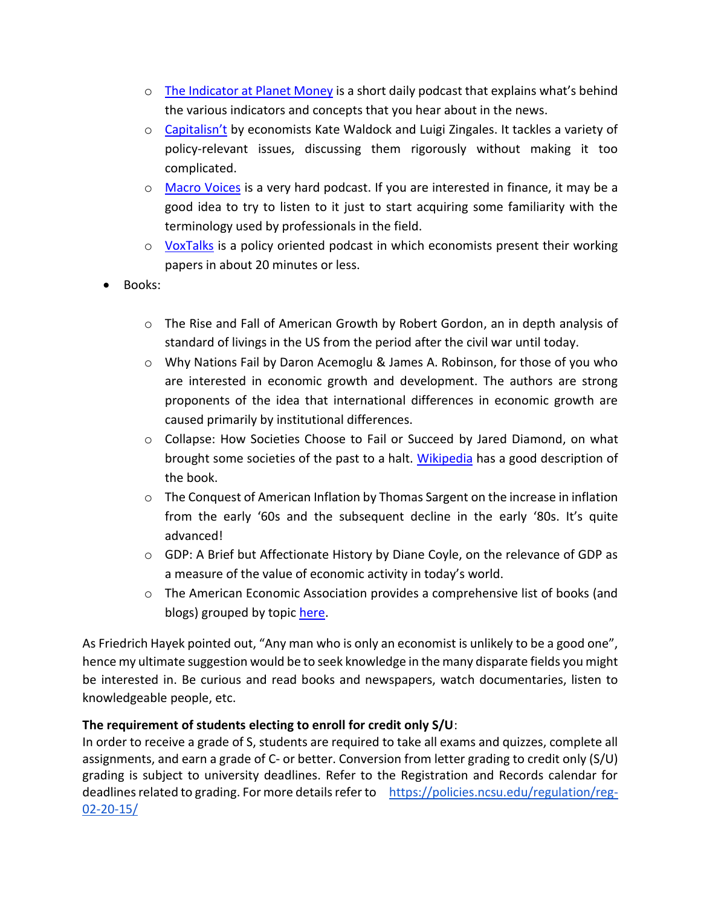- The Indicator at Planet Money is a short daily podcast that explains what's behind the various indicators and concepts that you hear about in the news.
  - Capitalisn't by economists Kate Waldock and Luigi Zingales. It tackles a variety of policy-relevant issues, discussing them rigorously without making it too complicated.
  - Macro Voices is a very hard podcast. If you are interested in finance, it may be a good idea to try to listen to it just to start acquiring some familiarity with the terminology used by professionals in the field.
  - VoxTalks is a policy oriented podcast in which economists present their working papers in about 20 minutes or less.
- Books:
  - The Rise and Fall of American Growth by Robert Gordon, an in depth analysis of standard of livings in the US from the period after the civil war until today.
  - Why Nations Fail by Daron Acemoglu & James A. Robinson, for those of you who are interested in economic growth and development. The authors are strong proponents of the idea that international differences in economic growth are caused primarily by institutional differences.
  - Collapse: How Societies Choose to Fail or Succeed by Jared Diamond, on what brought some societies of the past to a halt. Wikipedia has a good description of the book.
  - The Conquest of American Inflation by Thomas Sargent on the increase in inflation from the early '60s and the subsequent decline in the early '80s. It's quite advanced!
  - GDP: A Brief but Affectionate History by Diane Coyle, on the relevance of GDP as a measure of the value of economic activity in today's world.
  - The American Economic Association provides a comprehensive list of books (and blogs) grouped by topic here.

As Friedrich Hayek pointed out, "Any man who is only an economist is unlikely to be a good one", hence my ultimate suggestion would be to seek knowledge in the many disparate fields you might be interested in. Be curious and read books and newspapers, watch documentaries, listen to knowledgeable people, etc.

**The requirement of students electing to enroll for credit only S/U**:
In order to receive a grade of S, students are required to take all exams and quizzes, complete all assignments, and earn a grade of C- or better. Conversion from letter grading to credit only (S/U) grading is subject to university deadlines. Refer to the Registration and Records calendar for deadlines related to grading. For more details refer to https://policies.ncsu.edu/regulation/reg-02-20-15/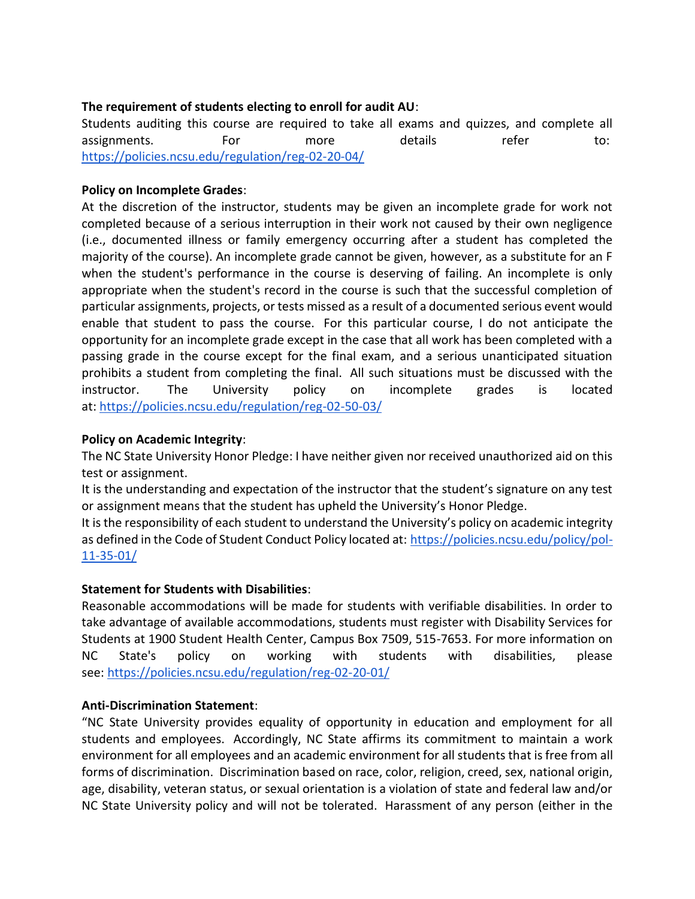**The requirement of students electing to enroll for audit AU**:

Students auditing this course are required to take all exams and quizzes, and complete all assignments. For more details refer to: https://policies.ncsu.edu/regulation/reg-02-20-04/

**Policy on Incomplete Grades**:

At the discretion of the instructor, students may be given an incomplete grade for work not completed because of a serious interruption in their work not caused by their own negligence (i.e., documented illness or family emergency occurring after a student has completed the majority of the course). An incomplete grade cannot be given, however, as a substitute for an F when the student's performance in the course is deserving of failing. An incomplete is only appropriate when the student's record in the course is such that the successful completion of particular assignments, projects, or tests missed as a result of a documented serious event would enable that student to pass the course. For this particular course, I do not anticipate the opportunity for an incomplete grade except in the case that all work has been completed with a passing grade in the course except for the final exam, and a serious unanticipated situation prohibits a student from completing the final. All such situations must be discussed with the instructor. The University policy on incomplete grades is located at: https://policies.ncsu.edu/regulation/reg-02-50-03/

**Policy on Academic Integrity**:

The NC State University Honor Pledge: I have neither given nor received unauthorized aid on this test or assignment.

It is the understanding and expectation of the instructor that the student's signature on any test or assignment means that the student has upheld the University's Honor Pledge.

It is the responsibility of each student to understand the University's policy on academic integrity as defined in the Code of Student Conduct Policy located at: https://policies.ncsu.edu/policy/pol-11-35-01/

**Statement for Students with Disabilities**:

Reasonable accommodations will be made for students with verifiable disabilities. In order to take advantage of available accommodations, students must register with Disability Services for Students at 1900 Student Health Center, Campus Box 7509, 515-7653. For more information on NC State's policy on working with students with disabilities, please see: https://policies.ncsu.edu/regulation/reg-02-20-01/

**Anti-Discrimination Statement**:

"NC State University provides equality of opportunity in education and employment for all students and employees. Accordingly, NC State affirms its commitment to maintain a work environment for all employees and an academic environment for all students that is free from all forms of discrimination. Discrimination based on race, color, religion, creed, sex, national origin, age, disability, veteran status, or sexual orientation is a violation of state and federal law and/or NC State University policy and will not be tolerated. Harassment of any person (either in the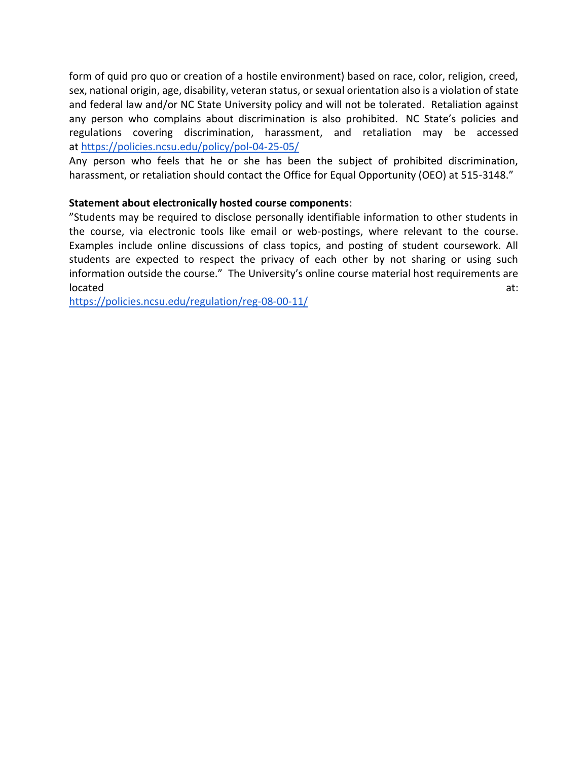form of quid pro quo or creation of a hostile environment) based on race, color, religion, creed, sex, national origin, age, disability, veteran status, or sexual orientation also is a violation of state and federal law and/or NC State University policy and will not be tolerated. Retaliation against any person who complains about discrimination is also prohibited. NC State's policies and regulations covering discrimination, harassment, and retaliation may be accessed at https://policies.ncsu.edu/policy/pol-04-25-05/
Any person who feels that he or she has been the subject of prohibited discrimination, harassment, or retaliation should contact the Office for Equal Opportunity (OEO) at 515-3148."

**Statement about electronically hosted course components**:
"Students may be required to disclose personally identifiable information to other students in the course, via electronic tools like email or web-postings, where relevant to the course. Examples include online discussions of class topics, and posting of student coursework. All students are expected to respect the privacy of each other by not sharing or using such information outside the course." The University's online course material host requirements are located at: https://policies.ncsu.edu/regulation/reg-08-00-11/